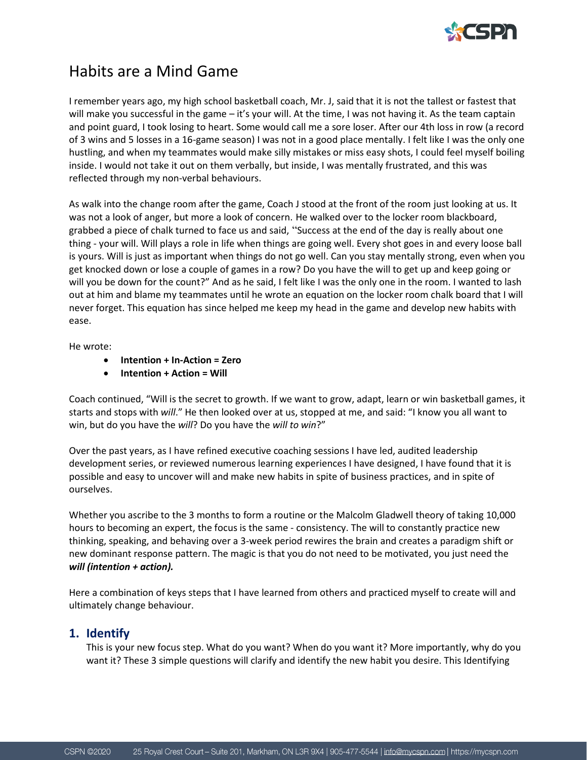# Habits are a Mind Game

I remember years ago, my high school basketball coach, Mr. J, said that it is not the tallest or fastest that will make you successful in the game – it's your will. At the time, I was not having it. As the team captain and point guard, I took losing to heart. Some would call me a sore loser. After our 4th loss in row (a record of 3 wins and 5 losses in a 16-game season) I was not in a good place mentally. I felt like I was the only one hustling, and when my teammates would make silly mistakes or miss easy shots, I could feel myself boiling inside. I would not take it out on them verbally, but inside, I was mentally frustrated, and this was reflected through my non-verbal behaviours.

As walk into the change room after the game, Coach J stood at the front of the room just looking at us. It was not a look of anger, but more a look of concern. He walked over to the locker room blackboard, grabbed a piece of chalk turned to face us and said, "Success at the end of the day is really about one thing - your will. Will plays a role in life when things are going well. Every shot goes in and every loose ball is yours. Will is just as important when things do not go well. Can you stay mentally strong, even when you get knocked down or lose a couple of games in a row? Do you have the will to get up and keep going or will you be down for the count?" And as he said, I felt like I was the only one in the room. I wanted to lash out at him and blame my teammates until he wrote an equation on the locker room chalk board that I will never forget. This equation has since helped me keep my head in the game and develop new habits with ease.

He wrote:

- **Intention + In-Action = Zero**
- **Intention + Action = Will**

Coach continued, "Will is the secret to growth. If we want to grow, adapt, learn or win basketball games, it starts and stops with *will*." He then looked over at us, stopped at me, and said: "I know you all want to win, but do you have the *will*? Do you have the *will to win*?"

Over the past years, as I have refined executive coaching sessions I have led, audited leadership development series, or reviewed numerous learning experiences I have designed, I have found that it is possible and easy to uncover will and make new habits in spite of business practices, and in spite of ourselves.

Whether you ascribe to the 3 months to form a routine or the Malcolm Gladwell theory of taking 10,000 hours to becoming an expert, the focus is the same - consistency. The will to constantly practice new thinking, speaking, and behaving over a 3-week period rewires the brain and creates a paradigm shift or new dominant response pattern. The magic is that you do not need to be motivated, you just need the ***will (intention + action).***

Here a combination of keys steps that I have learned from others and practiced myself to create will and ultimately change behaviour.

## 1. Identify

This is your new focus step. What do you want? When do you want it? More importantly, why do you want it? These 3 simple questions will clarify and identify the new habit you desire. This Identifying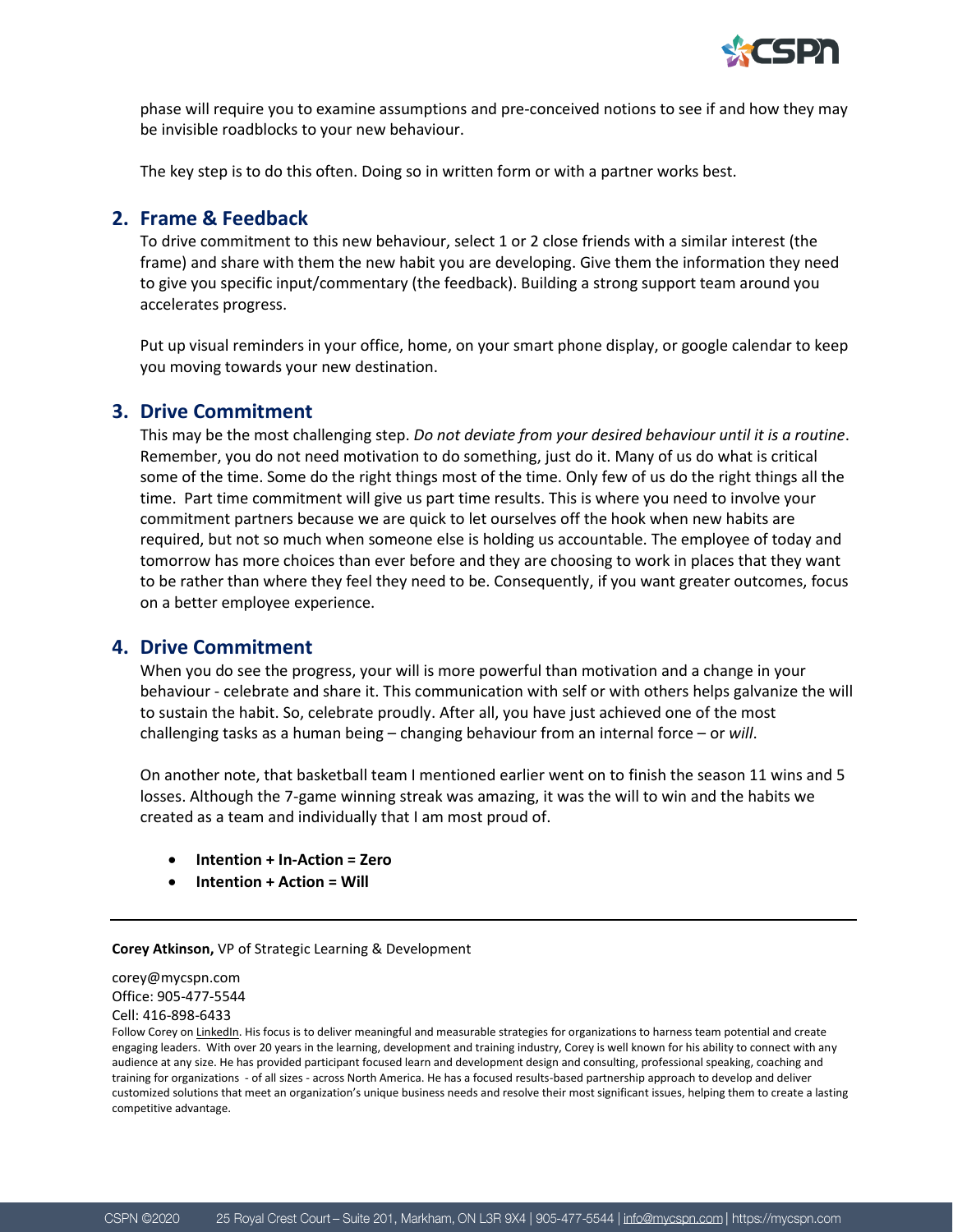phase will require you to examine assumptions and pre-conceived notions to see if and how they may be invisible roadblocks to your new behaviour.

The key step is to do this often. Doing so in written form or with a partner works best.

## 2. Frame & Feedback

To drive commitment to this new behaviour, select 1 or 2 close friends with a similar interest (the frame) and share with them the new habit you are developing. Give them the information they need to give you specific input/commentary (the feedback). Building a strong support team around you accelerates progress.

Put up visual reminders in your office, home, on your smart phone display, or google calendar to keep you moving towards your new destination.

## 3. Drive Commitment

This may be the most challenging step. *Do not deviate from your desired behaviour until it is a routine*. Remember, you do not need motivation to do something, just do it. Many of us do what is critical some of the time. Some do the right things most of the time. Only few of us do the right things all the time. Part time commitment will give us part time results. This is where you need to involve your commitment partners because we are quick to let ourselves off the hook when new habits are required, but not so much when someone else is holding us accountable. The employee of today and tomorrow has more choices than ever before and they are choosing to work in places that they want to be rather than where they feel they need to be. Consequently, if you want greater outcomes, focus on a better employee experience.

## 4. Drive Commitment

When you do see the progress, your will is more powerful than motivation and a change in your behaviour - celebrate and share it. This communication with self or with others helps galvanize the will to sustain the habit. So, celebrate proudly. After all, you have just achieved one of the most challenging tasks as a human being – changing behaviour from an internal force – or *will*.

On another note, that basketball team I mentioned earlier went on to finish the season 11 wins and 5 losses. Although the 7-game winning streak was amazing, it was the will to win and the habits we created as a team and individually that I am most proud of.

- **Intention + In-Action = Zero**
- **Intention + Action = Will**

---

**Corey Atkinson,** VP of Strategic Learning & Development

corey@mycspn.com
Office: 905-477-5544
Cell: 416-898-6433

Follow Corey on LinkedIn. His focus is to deliver meaningful and measurable strategies for organizations to harness team potential and create engaging leaders. With over 20 years in the learning, development and training industry, Corey is well known for his ability to connect with any audience at any size. He has provided participant focused learn and development design and consulting, professional speaking, coaching and training for organizations - of all sizes - across North America. He has a focused results-based partnership approach to develop and deliver customized solutions that meet an organization's unique business needs and resolve their most significant issues, helping them to create a lasting competitive advantage.